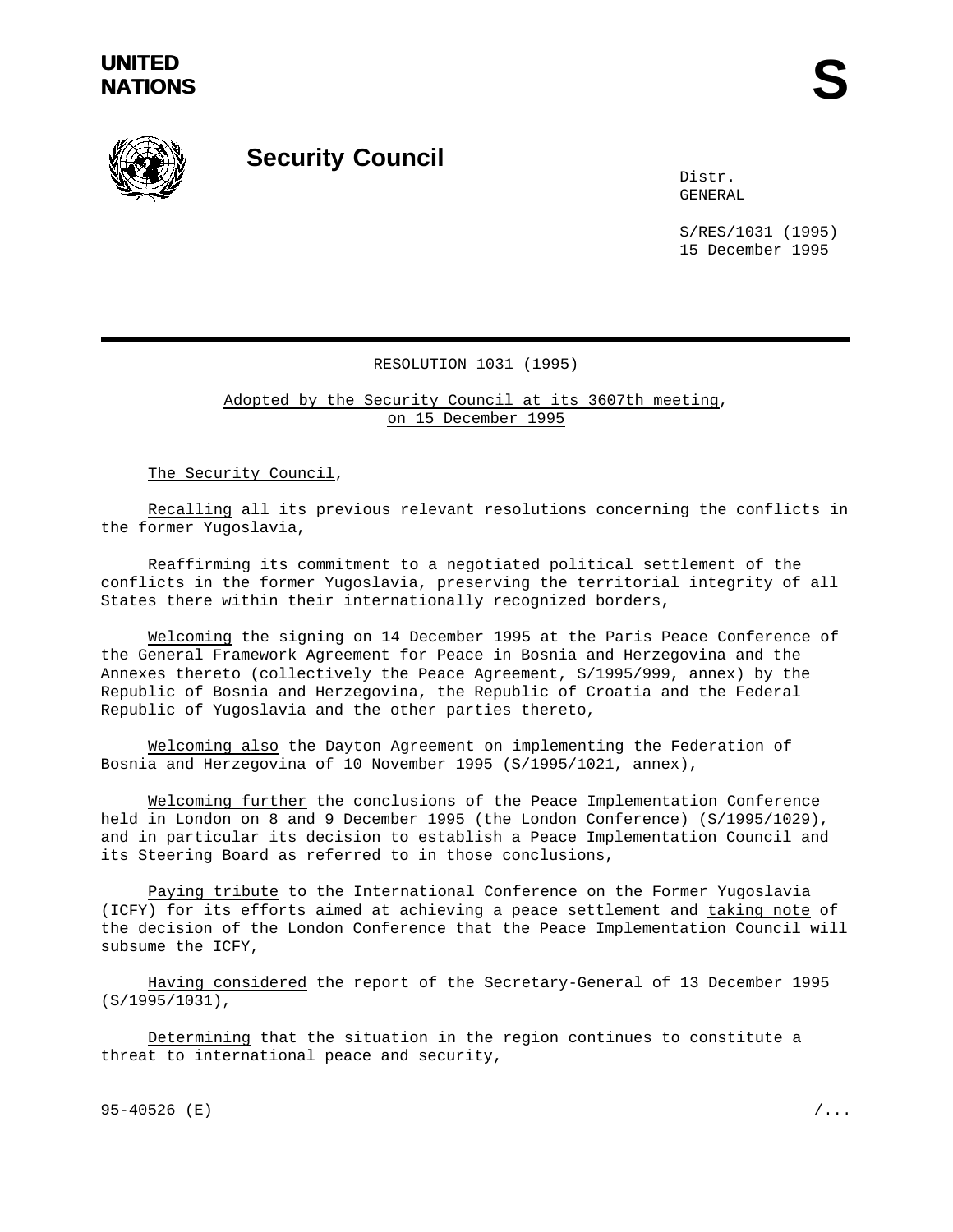UNITED NATIONS

# Security Council

Distr.
GENERAL

S/RES/1031 (1995)
15 December 1995

## RESOLUTION 1031 (1995)

*Adopted by the Security Council at its 3607th meeting, on 15 December 1995*

*The Security Council*,

*Recalling* all its previous relevant resolutions concerning the conflicts in the former Yugoslavia,

*Reaffirming* its commitment to a negotiated political settlement of the conflicts in the former Yugoslavia, preserving the territorial integrity of all States there within their internationally recognized borders,

*Welcoming* the signing on 14 December 1995 at the Paris Peace Conference of the General Framework Agreement for Peace in Bosnia and Herzegovina and the Annexes thereto (collectively the Peace Agreement, S/1995/999, annex) by the Republic of Bosnia and Herzegovina, the Republic of Croatia and the Federal Republic of Yugoslavia and the other parties thereto,

*Welcoming also* the Dayton Agreement on implementing the Federation of Bosnia and Herzegovina of 10 November 1995 (S/1995/1021, annex),

*Welcoming further* the conclusions of the Peace Implementation Conference held in London on 8 and 9 December 1995 (the London Conference) (S/1995/1029), and in particular its decision to establish a Peace Implementation Council and its Steering Board as referred to in those conclusions,

*Paying tribute* to the International Conference on the Former Yugoslavia (ICFY) for its efforts aimed at achieving a peace settlement and *taking note* of the decision of the London Conference that the Peace Implementation Council will subsume the ICFY,

*Having considered* the report of the Secretary-General of 13 December 1995 (S/1995/1031),

*Determining* that the situation in the region continues to constitute a threat to international peace and security,

95-40526 (E)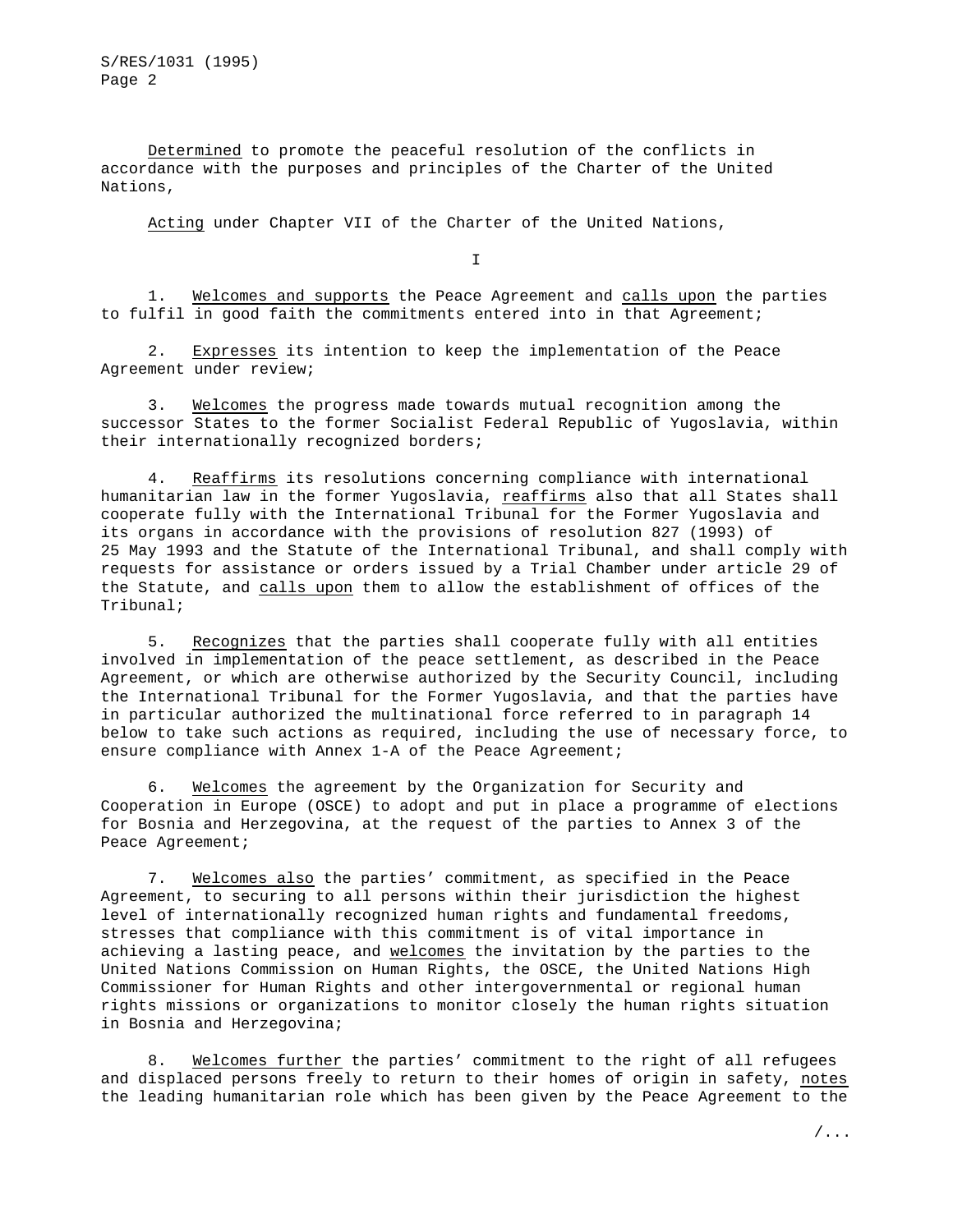Determined to promote the peaceful resolution of the conflicts in accordance with the purposes and principles of the Charter of the United Nations,

Acting under Chapter VII of the Charter of the United Nations,

I

1. Welcomes and supports the Peace Agreement and calls upon the parties to fulfil in good faith the commitments entered into in that Agreement;

2. Expresses its intention to keep the implementation of the Peace Agreement under review;

3. Welcomes the progress made towards mutual recognition among the successor States to the former Socialist Federal Republic of Yugoslavia, within their internationally recognized borders;

4. Reaffirms its resolutions concerning compliance with international humanitarian law in the former Yugoslavia, reaffirms also that all States shall cooperate fully with the International Tribunal for the Former Yugoslavia and its organs in accordance with the provisions of resolution 827 (1993) of 25 May 1993 and the Statute of the International Tribunal, and shall comply with requests for assistance or orders issued by a Trial Chamber under article 29 of the Statute, and calls upon them to allow the establishment of offices of the Tribunal;

5. Recognizes that the parties shall cooperate fully with all entities involved in implementation of the peace settlement, as described in the Peace Agreement, or which are otherwise authorized by the Security Council, including the International Tribunal for the Former Yugoslavia, and that the parties have in particular authorized the multinational force referred to in paragraph 14 below to take such actions as required, including the use of necessary force, to ensure compliance with Annex 1-A of the Peace Agreement;

6. Welcomes the agreement by the Organization for Security and Cooperation in Europe (OSCE) to adopt and put in place a programme of elections for Bosnia and Herzegovina, at the request of the parties to Annex 3 of the Peace Agreement;

7. Welcomes also the parties' commitment, as specified in the Peace Agreement, to securing to all persons within their jurisdiction the highest level of internationally recognized human rights and fundamental freedoms, stresses that compliance with this commitment is of vital importance in achieving a lasting peace, and welcomes the invitation by the parties to the United Nations Commission on Human Rights, the OSCE, the United Nations High Commissioner for Human Rights and other intergovernmental or regional human rights missions or organizations to monitor closely the human rights situation in Bosnia and Herzegovina;

8. Welcomes further the parties' commitment to the right of all refugees and displaced persons freely to return to their homes of origin in safety, notes the leading humanitarian role which has been given by the Peace Agreement to the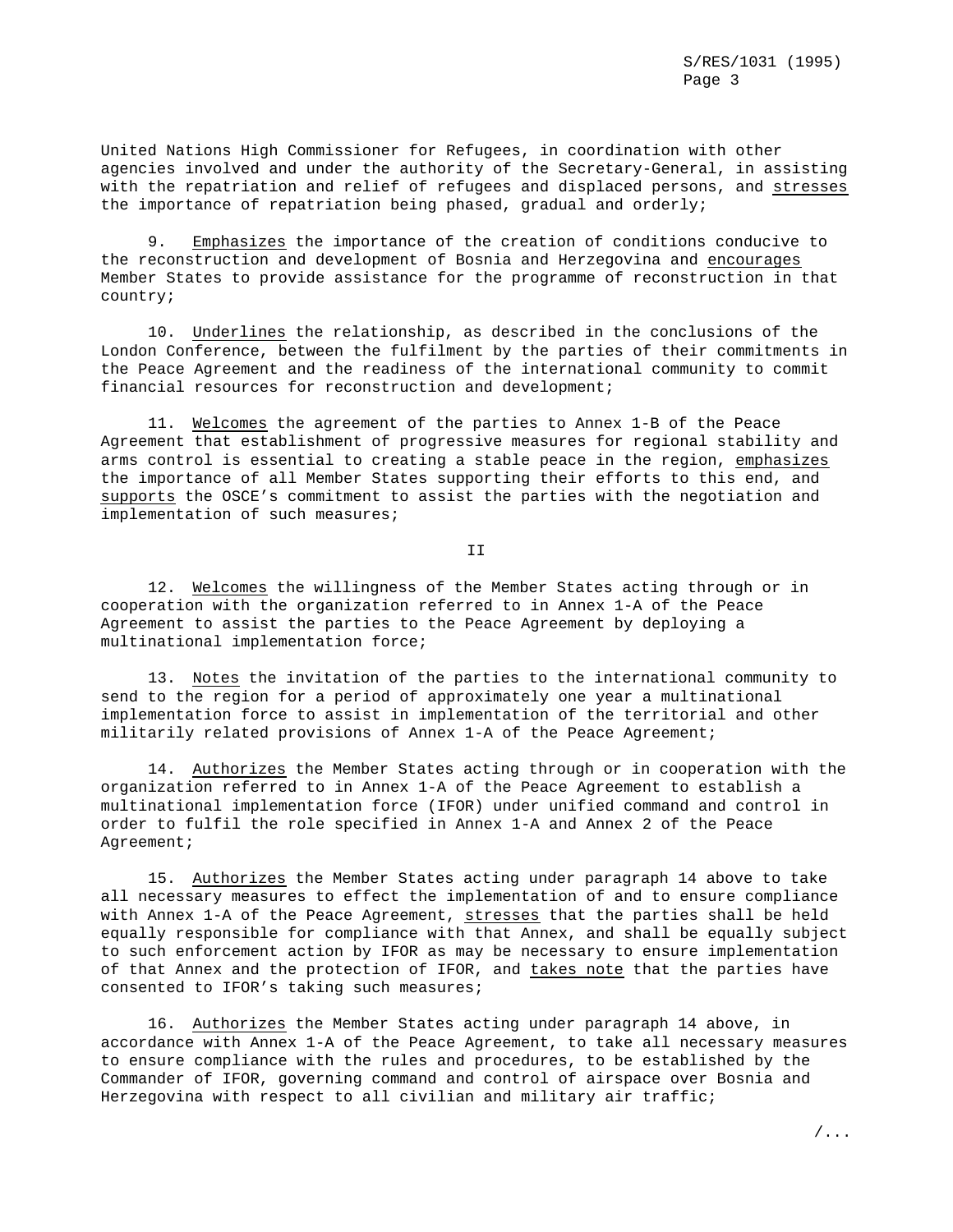United Nations High Commissioner for Refugees, in coordination with other agencies involved and under the authority of the Secretary-General, in assisting with the repatriation and relief of refugees and displaced persons, and *stresses* the importance of repatriation being phased, gradual and orderly;

9. *Emphasizes* the importance of the creation of conditions conducive to the reconstruction and development of Bosnia and Herzegovina and *encourages* Member States to provide assistance for the programme of reconstruction in that country;

10. *Underlines* the relationship, as described in the conclusions of the London Conference, between the fulfilment by the parties of their commitments in the Peace Agreement and the readiness of the international community to commit financial resources for reconstruction and development;

11. *Welcomes* the agreement of the parties to Annex 1-B of the Peace Agreement that establishment of progressive measures for regional stability and arms control is essential to creating a stable peace in the region, *emphasizes* the importance of all Member States supporting their efforts to this end, and *supports* the OSCE's commitment to assist the parties with the negotiation and implementation of such measures;

## II

12. *Welcomes* the willingness of the Member States acting through or in cooperation with the organization referred to in Annex 1-A of the Peace Agreement to assist the parties to the Peace Agreement by deploying a multinational implementation force;

13. *Notes* the invitation of the parties to the international community to send to the region for a period of approximately one year a multinational implementation force to assist in implementation of the territorial and other militarily related provisions of Annex 1-A of the Peace Agreement;

14. *Authorizes* the Member States acting through or in cooperation with the organization referred to in Annex 1-A of the Peace Agreement to establish a multinational implementation force (IFOR) under unified command and control in order to fulfil the role specified in Annex 1-A and Annex 2 of the Peace Agreement;

15. *Authorizes* the Member States acting under paragraph 14 above to take all necessary measures to effect the implementation of and to ensure compliance with Annex 1-A of the Peace Agreement, *stresses* that the parties shall be held equally responsible for compliance with that Annex, and shall be equally subject to such enforcement action by IFOR as may be necessary to ensure implementation of that Annex and the protection of IFOR, and *takes note* that the parties have consented to IFOR's taking such measures;

16. *Authorizes* the Member States acting under paragraph 14 above, in accordance with Annex 1-A of the Peace Agreement, to take all necessary measures to ensure compliance with the rules and procedures, to be established by the Commander of IFOR, governing command and control of airspace over Bosnia and Herzegovina with respect to all civilian and military air traffic;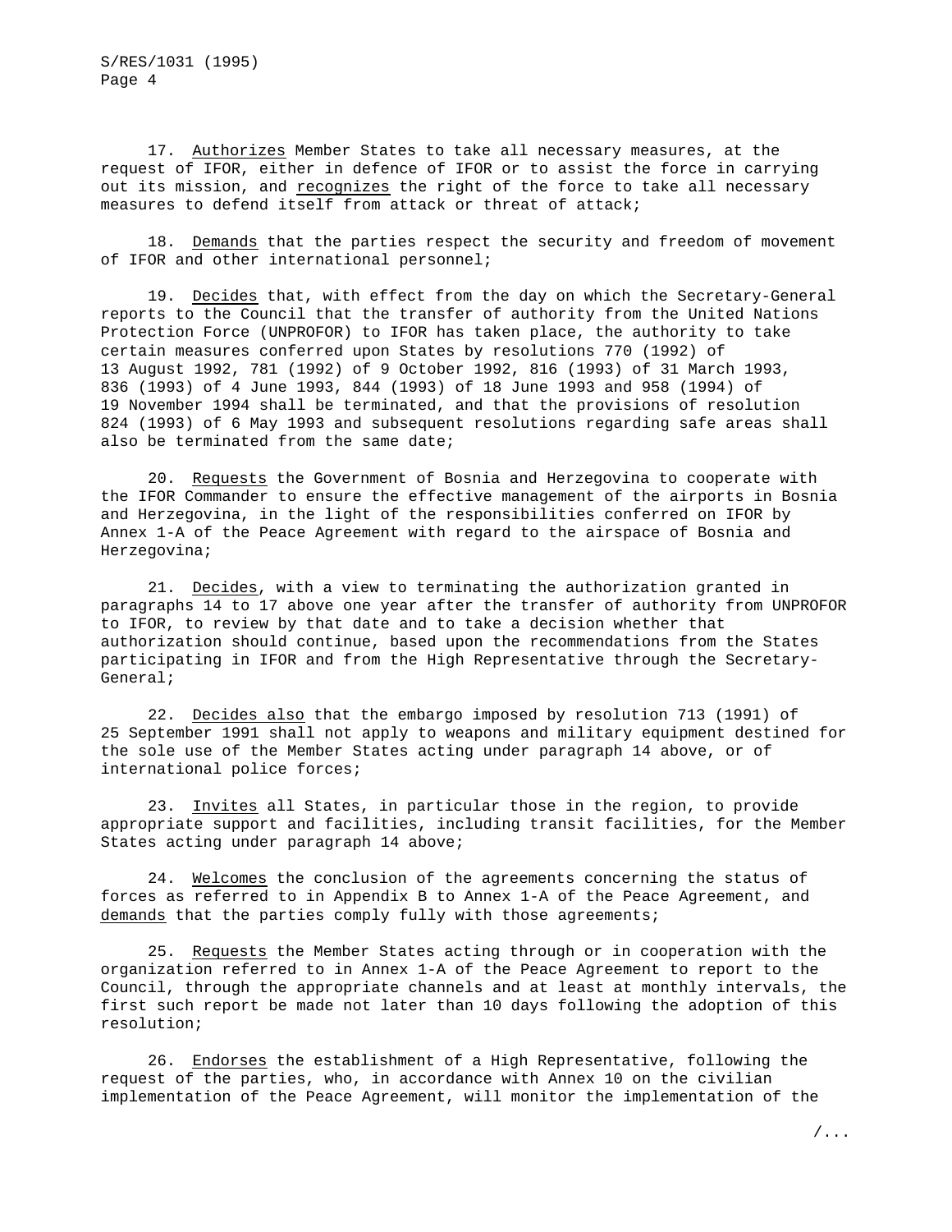17. _Authorizes_ Member States to take all necessary measures, at the request of IFOR, either in defence of IFOR or to assist the force in carrying out its mission, and _recognizes_ the right of the force to take all necessary measures to defend itself from attack or threat of attack;

18. _Demands_ that the parties respect the security and freedom of movement of IFOR and other international personnel;

19. _Decides_ that, with effect from the day on which the Secretary-General reports to the Council that the transfer of authority from the United Nations Protection Force (UNPROFOR) to IFOR has taken place, the authority to take certain measures conferred upon States by resolutions 770 (1992) of 13 August 1992, 781 (1992) of 9 October 1992, 816 (1993) of 31 March 1993, 836 (1993) of 4 June 1993, 844 (1993) of 18 June 1993 and 958 (1994) of 19 November 1994 shall be terminated, and that the provisions of resolution 824 (1993) of 6 May 1993 and subsequent resolutions regarding safe areas shall also be terminated from the same date;

20. _Requests_ the Government of Bosnia and Herzegovina to cooperate with the IFOR Commander to ensure the effective management of the airports in Bosnia and Herzegovina, in the light of the responsibilities conferred on IFOR by Annex 1-A of the Peace Agreement with regard to the airspace of Bosnia and Herzegovina;

21. _Decides_, with a view to terminating the authorization granted in paragraphs 14 to 17 above one year after the transfer of authority from UNPROFOR to IFOR, to review by that date and to take a decision whether that authorization should continue, based upon the recommendations from the States participating in IFOR and from the High Representative through the Secretary-General;

22. _Decides also_ that the embargo imposed by resolution 713 (1991) of 25 September 1991 shall not apply to weapons and military equipment destined for the sole use of the Member States acting under paragraph 14 above, or of international police forces;

23. _Invites_ all States, in particular those in the region, to provide appropriate support and facilities, including transit facilities, for the Member States acting under paragraph 14 above;

24. _Welcomes_ the conclusion of the agreements concerning the status of forces as referred to in Appendix B to Annex 1-A of the Peace Agreement, and _demands_ that the parties comply fully with those agreements;

25. _Requests_ the Member States acting through or in cooperation with the organization referred to in Annex 1-A of the Peace Agreement to report to the Council, through the appropriate channels and at least at monthly intervals, the first such report be made not later than 10 days following the adoption of this resolution;

26. _Endorses_ the establishment of a High Representative, following the request of the parties, who, in accordance with Annex 10 on the civilian implementation of the Peace Agreement, will monitor the implementation of the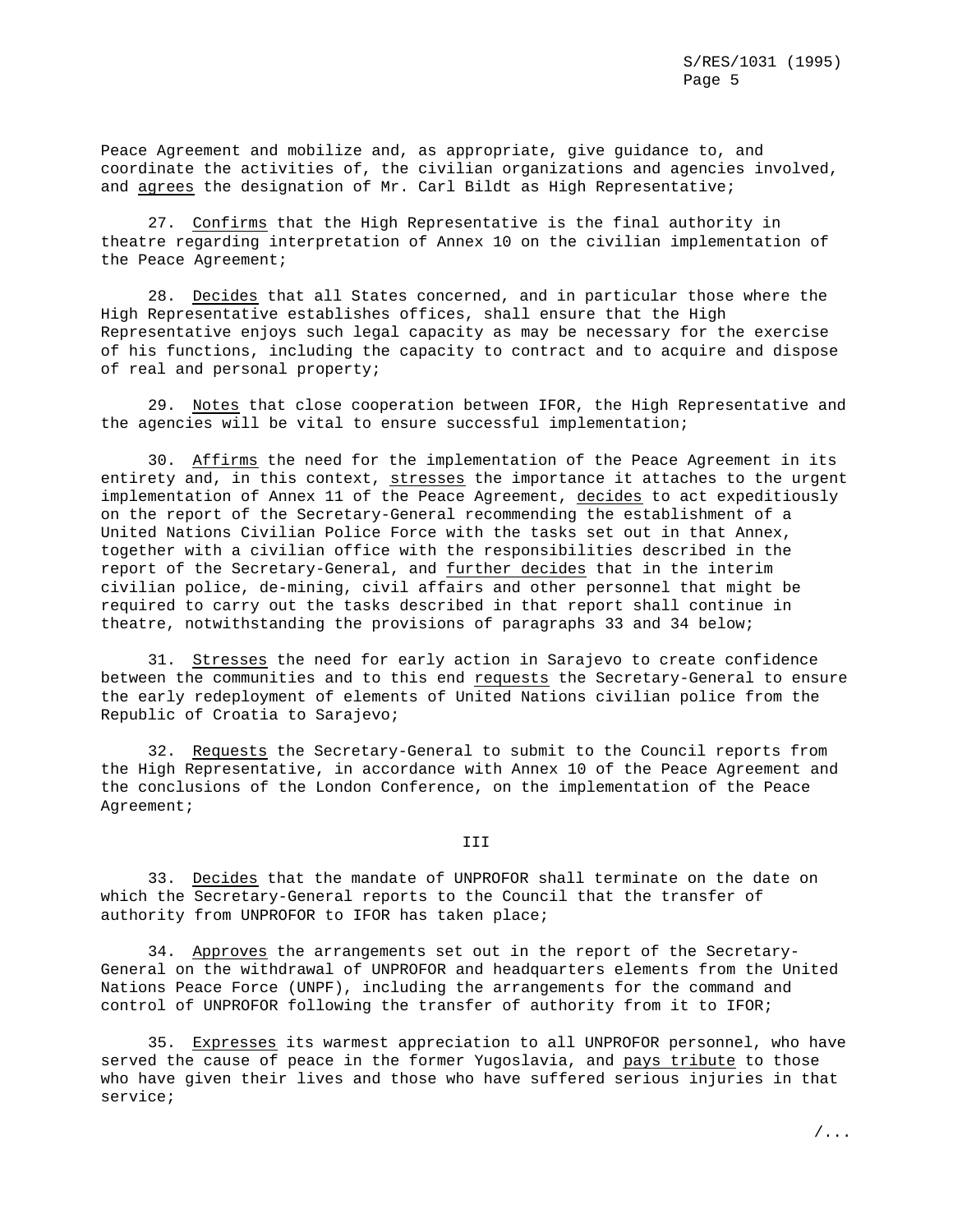Peace Agreement and mobilize and, as appropriate, give guidance to, and coordinate the activities of, the civilian organizations and agencies involved, and _agrees_ the designation of Mr. Carl Bildt as High Representative;

27. _Confirms_ that the High Representative is the final authority in theatre regarding interpretation of Annex 10 on the civilian implementation of the Peace Agreement;

28. _Decides_ that all States concerned, and in particular those where the High Representative establishes offices, shall ensure that the High Representative enjoys such legal capacity as may be necessary for the exercise of his functions, including the capacity to contract and to acquire and dispose of real and personal property;

29. _Notes_ that close cooperation between IFOR, the High Representative and the agencies will be vital to ensure successful implementation;

30. _Affirms_ the need for the implementation of the Peace Agreement in its entirety and, in this context, _stresses_ the importance it attaches to the urgent implementation of Annex 11 of the Peace Agreement, _decides_ to act expeditiously on the report of the Secretary-General recommending the establishment of a United Nations Civilian Police Force with the tasks set out in that Annex, together with a civilian office with the responsibilities described in the report of the Secretary-General, and _further decides_ that in the interim civilian police, de-mining, civil affairs and other personnel that might be required to carry out the tasks described in that report shall continue in theatre, notwithstanding the provisions of paragraphs 33 and 34 below;

31. _Stresses_ the need for early action in Sarajevo to create confidence between the communities and to this end _requests_ the Secretary-General to ensure the early redeployment of elements of United Nations civilian police from the Republic of Croatia to Sarajevo;

32. _Requests_ the Secretary-General to submit to the Council reports from the High Representative, in accordance with Annex 10 of the Peace Agreement and the conclusions of the London Conference, on the implementation of the Peace Agreement;

## III

33. _Decides_ that the mandate of UNPROFOR shall terminate on the date on which the Secretary-General reports to the Council that the transfer of authority from UNPROFOR to IFOR has taken place;

34. _Approves_ the arrangements set out in the report of the Secretary-General on the withdrawal of UNPROFOR and headquarters elements from the United Nations Peace Force (UNPF), including the arrangements for the command and control of UNPROFOR following the transfer of authority from it to IFOR;

35. _Expresses_ its warmest appreciation to all UNPROFOR personnel, who have served the cause of peace in the former Yugoslavia, and _pays tribute_ to those who have given their lives and those who have suffered serious injuries in that service;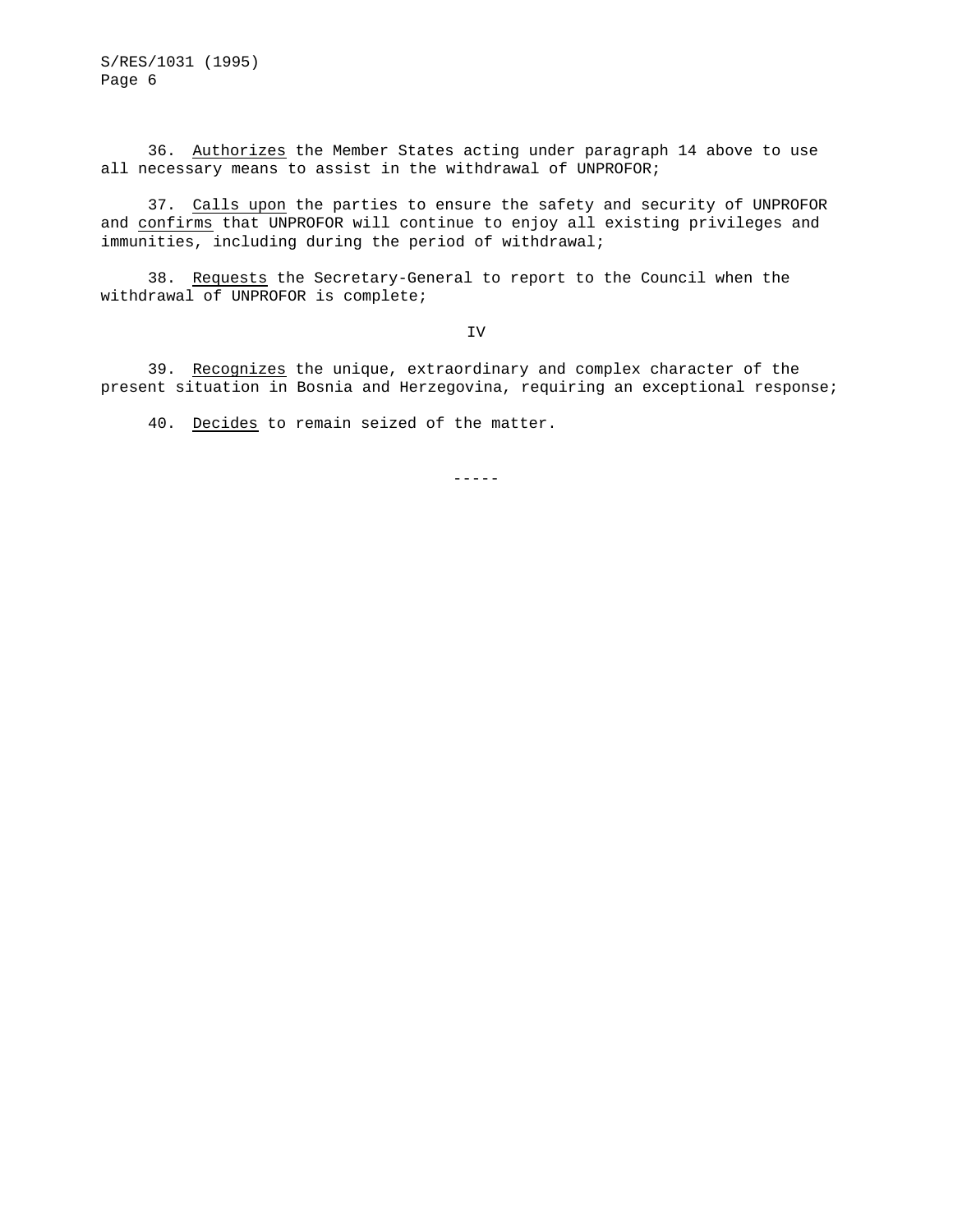36. _Authorizes_ the Member States acting under paragraph 14 above to use all necessary means to assist in the withdrawal of UNPROFOR;

37. _Calls upon_ the parties to ensure the safety and security of UNPROFOR and _confirms_ that UNPROFOR will continue to enjoy all existing privileges and immunities, including during the period of withdrawal;

38. _Requests_ the Secretary-General to report to the Council when the withdrawal of UNPROFOR is complete;

IV

39. _Recognizes_ the unique, extraordinary and complex character of the present situation in Bosnia and Herzegovina, requiring an exceptional response;

40. _Decides_ to remain seized of the matter.

-----